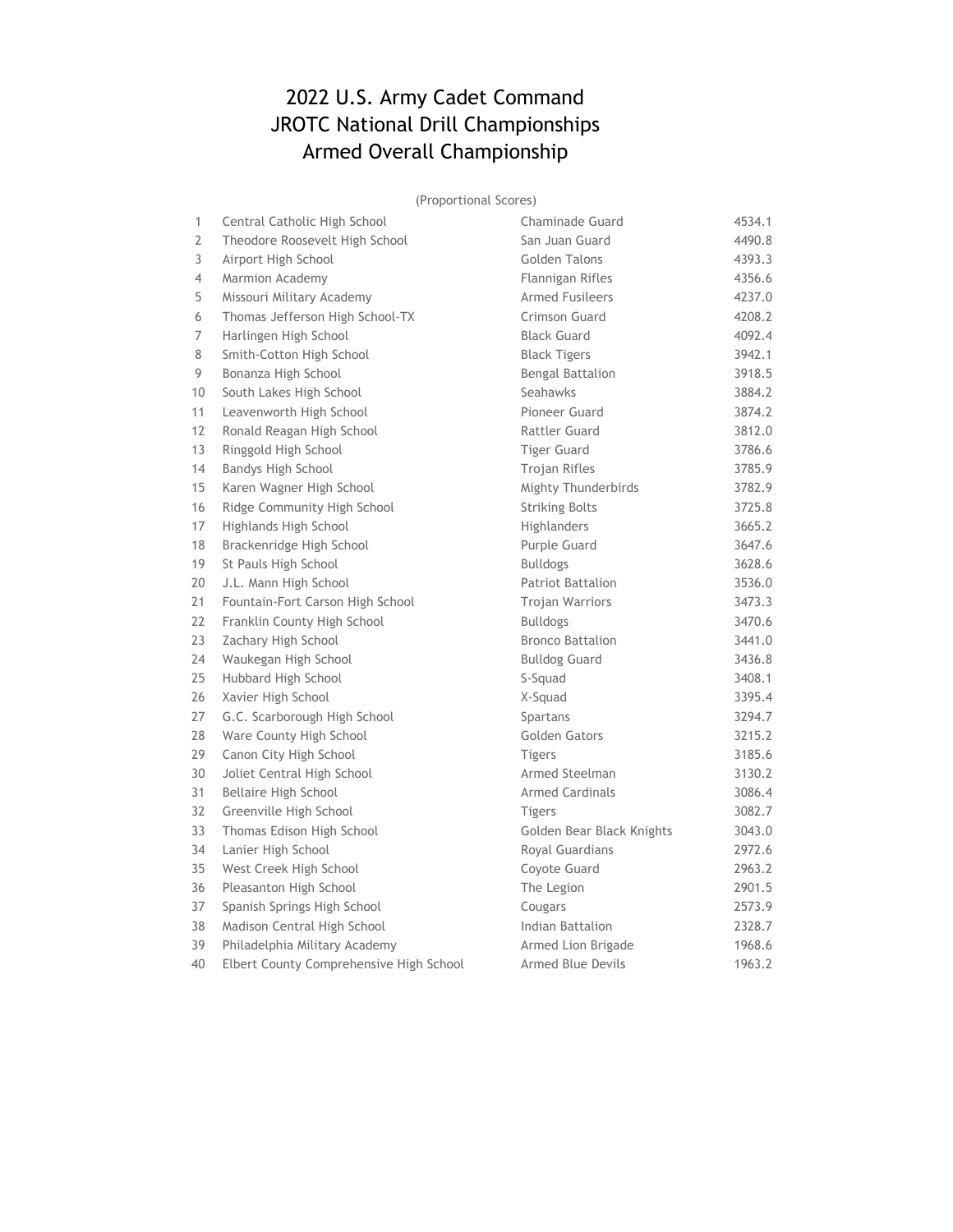# 2022 U.S. Army Cadet Command
# JROTC National Drill Championships
# Armed Overall Championship

(Proportional Scores)

| | | | |
|---|---|---|---|
| 1 | Central Catholic High School | Chaminade Guard | 4534.1 |
| 2 | Theodore Roosevelt High School | San Juan Guard | 4490.8 |
| 3 | Airport High School | Golden Talons | 4393.3 |
| 4 | Marmion Academy | Flannigan Rifles | 4356.6 |
| 5 | Missouri Military Academy | Armed Fusileers | 4237.0 |
| 6 | Thomas Jefferson High School-TX | Crimson Guard | 4208.2 |
| 7 | Harlingen High School | Black Guard | 4092.4 |
| 8 | Smith-Cotton High School | Black Tigers | 3942.1 |
| 9 | Bonanza High School | Bengal Battalion | 3918.5 |
| 10 | South Lakes High School | Seahawks | 3884.2 |
| 11 | Leavenworth High School | Pioneer Guard | 3874.2 |
| 12 | Ronald Reagan High School | Rattler Guard | 3812.0 |
| 13 | Ringgold High School | Tiger Guard | 3786.6 |
| 14 | Bandys High School | Trojan Rifles | 3785.9 |
| 15 | Karen Wagner High School | Mighty Thunderbirds | 3782.9 |
| 16 | Ridge Community High School | Striking Bolts | 3725.8 |
| 17 | Highlands High School | Highlanders | 3665.2 |
| 18 | Brackenridge High School | Purple Guard | 3647.6 |
| 19 | St Pauls High School | Bulldogs | 3628.6 |
| 20 | J.L. Mann High School | Patriot Battalion | 3536.0 |
| 21 | Fountain-Fort Carson High School | Trojan Warriors | 3473.3 |
| 22 | Franklin County High School | Bulldogs | 3470.6 |
| 23 | Zachary High School | Bronco Battalion | 3441.0 |
| 24 | Waukegan High School | Bulldog Guard | 3436.8 |
| 25 | Hubbard High School | S-Squad | 3408.1 |
| 26 | Xavier High School | X-Squad | 3395.4 |
| 27 | G.C. Scarborough High School | Spartans | 3294.7 |
| 28 | Ware County High School | Golden Gators | 3215.2 |
| 29 | Canon City High School | Tigers | 3185.6 |
| 30 | Joliet Central High School | Armed Steelman | 3130.2 |
| 31 | Bellaire High School | Armed Cardinals | 3086.4 |
| 32 | Greenville High School | Tigers | 3082.7 |
| 33 | Thomas Edison High School | Golden Bear Black Knights | 3043.0 |
| 34 | Lanier High School | Royal Guardians | 2972.6 |
| 35 | West Creek High School | Coyote Guard | 2963.2 |
| 36 | Pleasanton High School | The Legion | 2901.5 |
| 37 | Spanish Springs High School | Cougars | 2573.9 |
| 38 | Madison Central High School | Indian Battalion | 2328.7 |
| 39 | Philadelphia Military Academy | Armed Lion Brigade | 1968.6 |
| 40 | Elbert County Comprehensive High School | Armed Blue Devils | 1963.2 |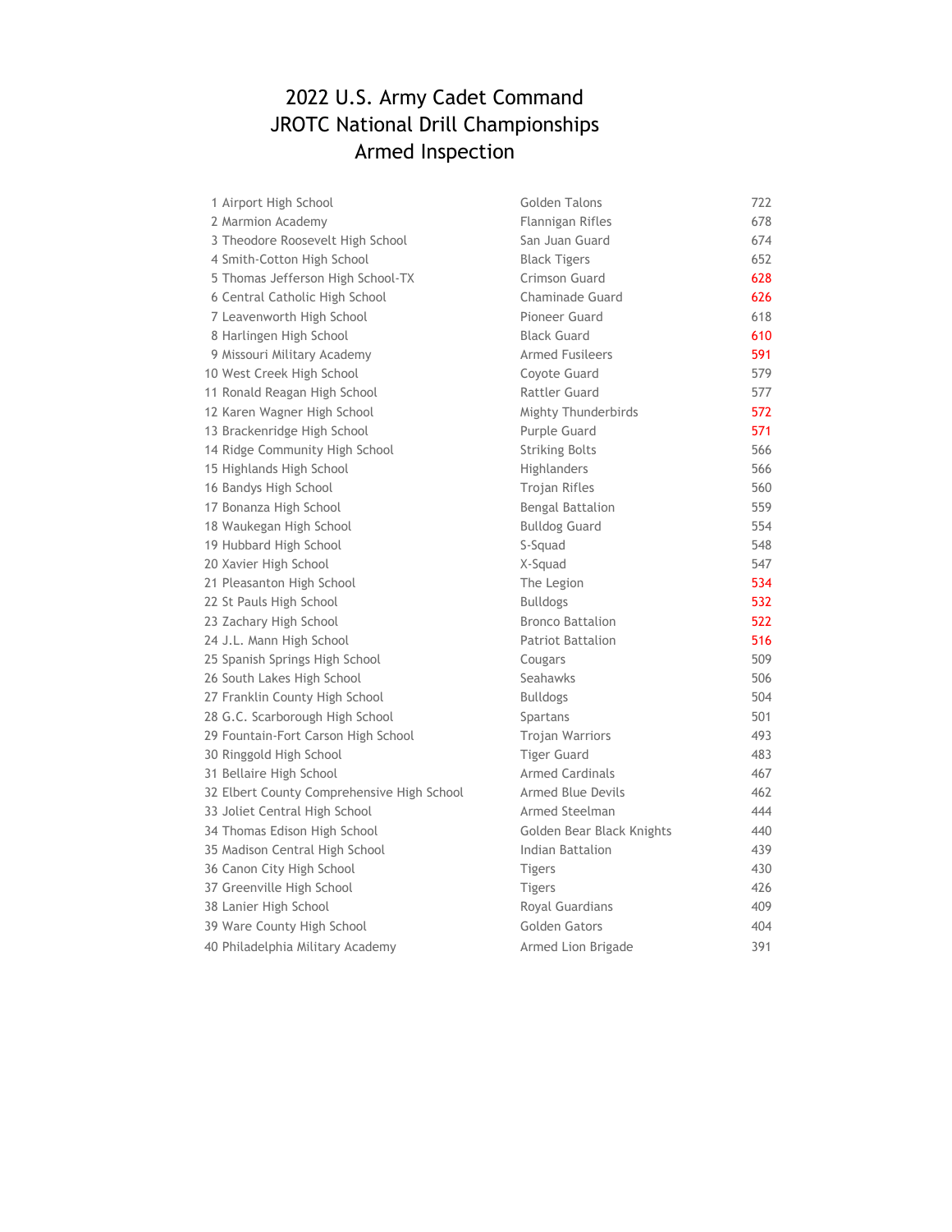# 2022 U.S. Army Cadet Command
# JROTC National Drill Championships
# Armed Inspection

| Rank | School | Team | Score |
|---|---|---|---|
| 1 | Airport High School | Golden Talons | 722 |
| 2 | Marmion Academy | Flannigan Rifles | 678 |
| 3 | Theodore Roosevelt High School | San Juan Guard | 674 |
| 4 | Smith-Cotton High School | Black Tigers | 652 |
| 5 | Thomas Jefferson High School-TX | Crimson Guard | 628 |
| 6 | Central Catholic High School | Chaminade Guard | 626 |
| 7 | Leavenworth High School | Pioneer Guard | 618 |
| 8 | Harlingen High School | Black Guard | 610 |
| 9 | Missouri Military Academy | Armed Fusileers | 591 |
| 10 | West Creek High School | Coyote Guard | 579 |
| 11 | Ronald Reagan High School | Rattler Guard | 577 |
| 12 | Karen Wagner High School | Mighty Thunderbirds | 572 |
| 13 | Brackenridge High School | Purple Guard | 571 |
| 14 | Ridge Community High School | Striking Bolts | 566 |
| 15 | Highlands High School | Highlanders | 566 |
| 16 | Bandys High School | Trojan Rifles | 560 |
| 17 | Bonanza High School | Bengal Battalion | 559 |
| 18 | Waukegan High School | Bulldog Guard | 554 |
| 19 | Hubbard High School | S-Squad | 548 |
| 20 | Xavier High School | X-Squad | 547 |
| 21 | Pleasanton High School | The Legion | 534 |
| 22 | St Pauls High School | Bulldogs | 532 |
| 23 | Zachary High School | Bronco Battalion | 522 |
| 24 | J.L. Mann High School | Patriot Battalion | 516 |
| 25 | Spanish Springs High School | Cougars | 509 |
| 26 | South Lakes High School | Seahawks | 506 |
| 27 | Franklin County High School | Bulldogs | 504 |
| 28 | G.C. Scarborough High School | Spartans | 501 |
| 29 | Fountain-Fort Carson High School | Trojan Warriors | 493 |
| 30 | Ringgold High School | Tiger Guard | 483 |
| 31 | Bellaire High School | Armed Cardinals | 467 |
| 32 | Elbert County Comprehensive High School | Armed Blue Devils | 462 |
| 33 | Joliet Central High School | Armed Steelman | 444 |
| 34 | Thomas Edison High School | Golden Bear Black Knights | 440 |
| 35 | Madison Central High School | Indian Battalion | 439 |
| 36 | Canon City High School | Tigers | 430 |
| 37 | Greenville High School | Tigers | 426 |
| 38 | Lanier High School | Royal Guardians | 409 |
| 39 | Ware County High School | Golden Gators | 404 |
| 40 | Philadelphia Military Academy | Armed Lion Brigade | 391 |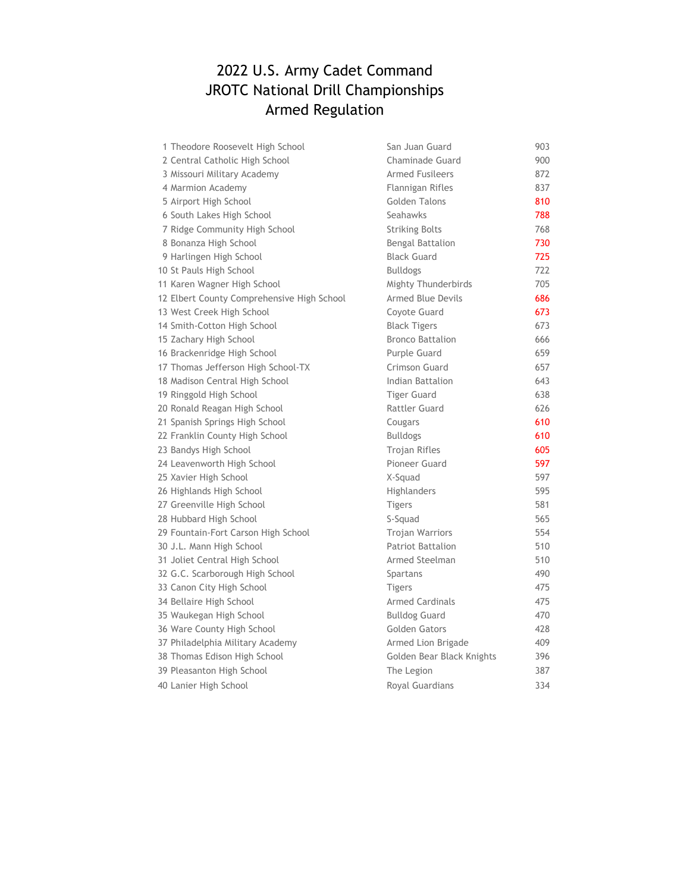# 2022 U.S. Army Cadet Command
# JROTC National Drill Championships
# Armed Regulation

| Place | School | Team | Score |
|---|---|---|---|
| 1 | Theodore Roosevelt High School | San Juan Guard | 903 |
| 2 | Central Catholic High School | Chaminade Guard | 900 |
| 3 | Missouri Military Academy | Armed Fusileers | 872 |
| 4 | Marmion Academy | Flannigan Rifles | 837 |
| 5 | Airport High School | Golden Talons | 810 |
| 6 | South Lakes High School | Seahawks | 788 |
| 7 | Ridge Community High School | Striking Bolts | 768 |
| 8 | Bonanza High School | Bengal Battalion | 730 |
| 9 | Harlingen High School | Black Guard | 725 |
| 10 | St Pauls High School | Bulldogs | 722 |
| 11 | Karen Wagner High School | Mighty Thunderbirds | 705 |
| 12 | Elbert County Comprehensive High School | Armed Blue Devils | 686 |
| 13 | West Creek High School | Coyote Guard | 673 |
| 14 | Smith-Cotton High School | Black Tigers | 673 |
| 15 | Zachary High School | Bronco Battalion | 666 |
| 16 | Brackenridge High School | Purple Guard | 659 |
| 17 | Thomas Jefferson High School-TX | Crimson Guard | 657 |
| 18 | Madison Central High School | Indian Battalion | 643 |
| 19 | Ringgold High School | Tiger Guard | 638 |
| 20 | Ronald Reagan High School | Rattler Guard | 626 |
| 21 | Spanish Springs High School | Cougars | 610 |
| 22 | Franklin County High School | Bulldogs | 610 |
| 23 | Bandys High School | Trojan Rifles | 605 |
| 24 | Leavenworth High School | Pioneer Guard | 597 |
| 25 | Xavier High School | X-Squad | 597 |
| 26 | Highlands High School | Highlanders | 595 |
| 27 | Greenville High School | Tigers | 581 |
| 28 | Hubbard High School | S-Squad | 565 |
| 29 | Fountain-Fort Carson High School | Trojan Warriors | 554 |
| 30 | J.L. Mann High School | Patriot Battalion | 510 |
| 31 | Joliet Central High School | Armed Steelman | 510 |
| 32 | G.C. Scarborough High School | Spartans | 490 |
| 33 | Canon City High School | Tigers | 475 |
| 34 | Bellaire High School | Armed Cardinals | 475 |
| 35 | Waukegan High School | Bulldog Guard | 470 |
| 36 | Ware County High School | Golden Gators | 428 |
| 37 | Philadelphia Military Academy | Armed Lion Brigade | 409 |
| 38 | Thomas Edison High School | Golden Bear Black Knights | 396 |
| 39 | Pleasanton High School | The Legion | 387 |
| 40 | Lanier High School | Royal Guardians | 334 |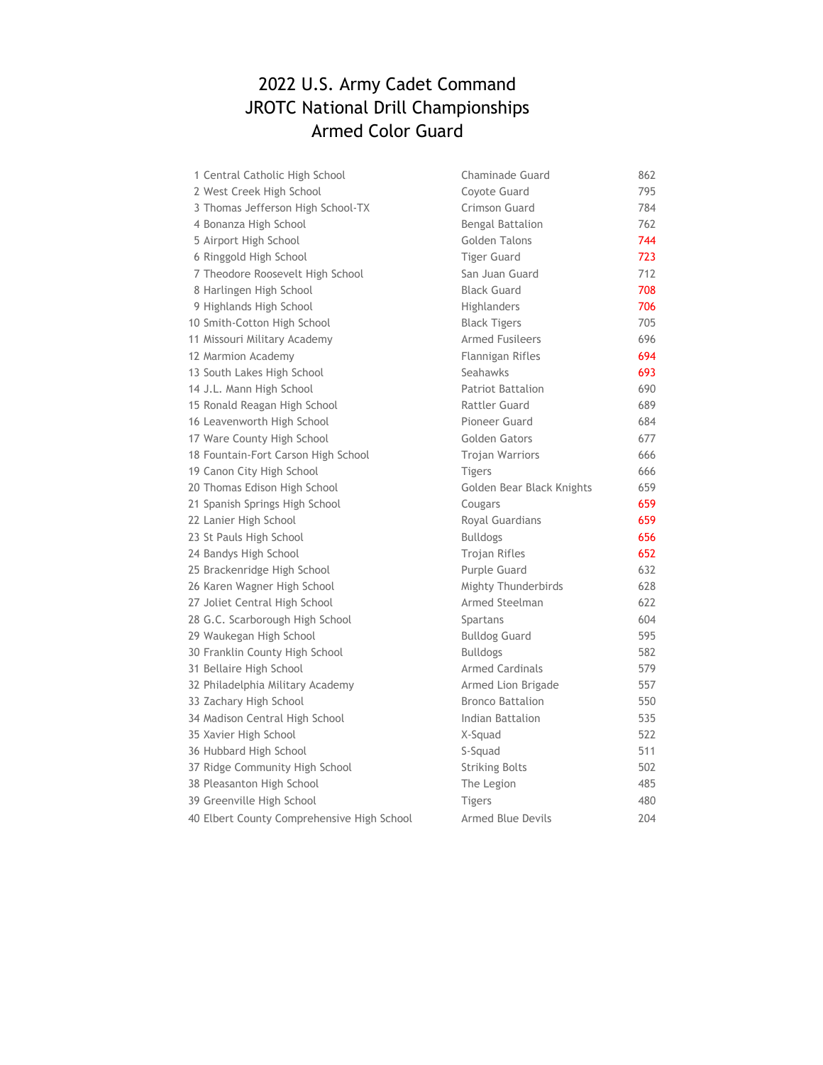# 2022 U.S. Army Cadet Command
# JROTC National Drill Championships
# Armed Color Guard

| | School | Team | Score |
|---|---|---|---|
| 1 | Central Catholic High School | Chaminade Guard | 862 |
| 2 | West Creek High School | Coyote Guard | 795 |
| 3 | Thomas Jefferson High School-TX | Crimson Guard | 784 |
| 4 | Bonanza High School | Bengal Battalion | 762 |
| 5 | Airport High School | Golden Talons | 744 |
| 6 | Ringgold High School | Tiger Guard | 723 |
| 7 | Theodore Roosevelt High School | San Juan Guard | 712 |
| 8 | Harlingen High School | Black Guard | 708 |
| 9 | Highlands High School | Highlanders | 706 |
| 10 | Smith-Cotton High School | Black Tigers | 705 |
| 11 | Missouri Military Academy | Armed Fusileers | 696 |
| 12 | Marmion Academy | Flannigan Rifles | 694 |
| 13 | South Lakes High School | Seahawks | 693 |
| 14 | J.L. Mann High School | Patriot Battalion | 690 |
| 15 | Ronald Reagan High School | Rattler Guard | 689 |
| 16 | Leavenworth High School | Pioneer Guard | 684 |
| 17 | Ware County High School | Golden Gators | 677 |
| 18 | Fountain-Fort Carson High School | Trojan Warriors | 666 |
| 19 | Canon City High School | Tigers | 666 |
| 20 | Thomas Edison High School | Golden Bear Black Knights | 659 |
| 21 | Spanish Springs High School | Cougars | 659 |
| 22 | Lanier High School | Royal Guardians | 659 |
| 23 | St Pauls High School | Bulldogs | 656 |
| 24 | Bandys High School | Trojan Rifles | 652 |
| 25 | Brackenridge High School | Purple Guard | 632 |
| 26 | Karen Wagner High School | Mighty Thunderbirds | 628 |
| 27 | Joliet Central High School | Armed Steelman | 622 |
| 28 | G.C. Scarborough High School | Spartans | 604 |
| 29 | Waukegan High School | Bulldog Guard | 595 |
| 30 | Franklin County High School | Bulldogs | 582 |
| 31 | Bellaire High School | Armed Cardinals | 579 |
| 32 | Philadelphia Military Academy | Armed Lion Brigade | 557 |
| 33 | Zachary High School | Bronco Battalion | 550 |
| 34 | Madison Central High School | Indian Battalion | 535 |
| 35 | Xavier High School | X-Squad | 522 |
| 36 | Hubbard High School | S-Squad | 511 |
| 37 | Ridge Community High School | Striking Bolts | 502 |
| 38 | Pleasanton High School | The Legion | 485 |
| 39 | Greenville High School | Tigers | 480 |
| 40 | Elbert County Comprehensive High School | Armed Blue Devils | 204 |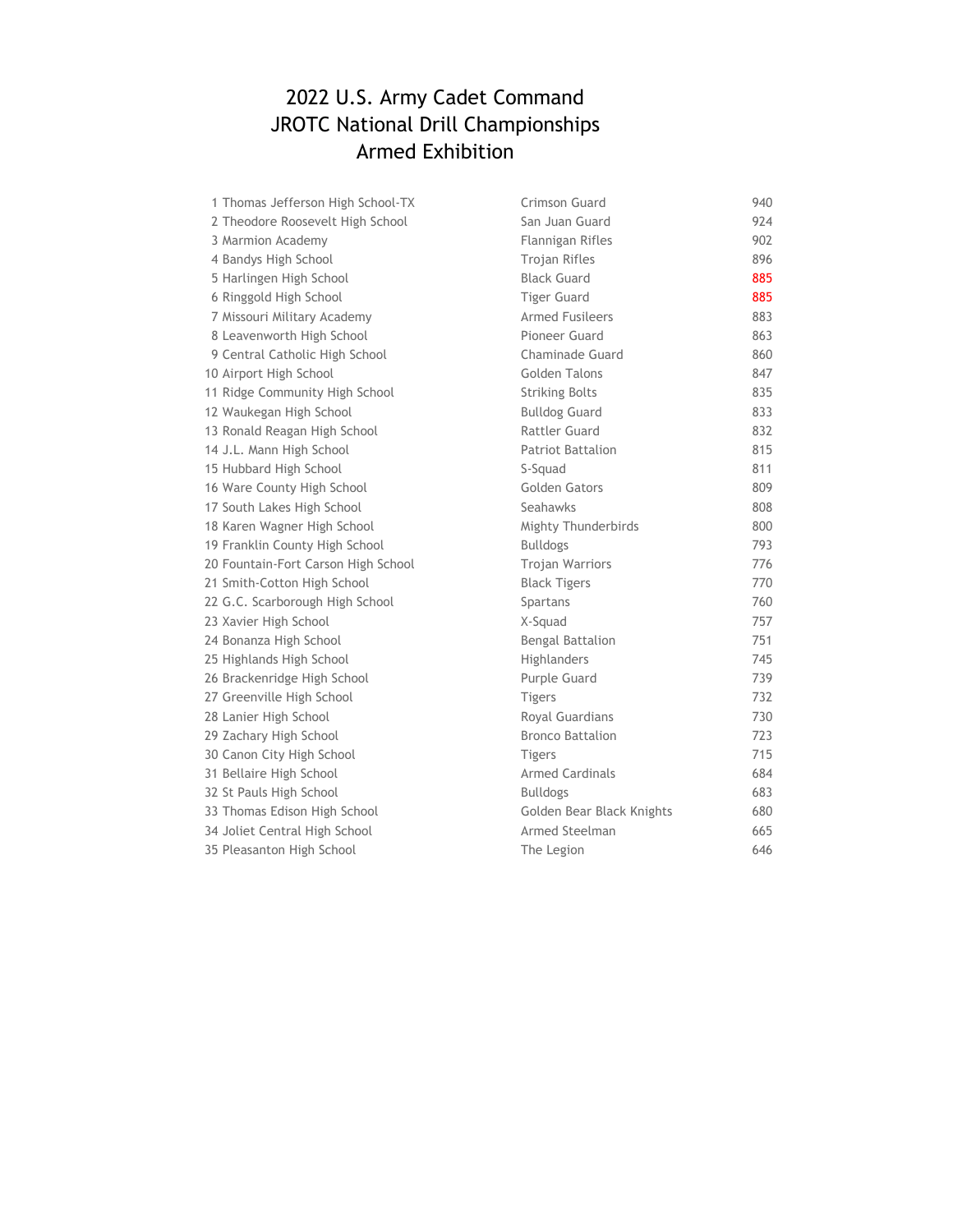# 2022 U.S. Army Cadet Command
# JROTC National Drill Championships
# Armed Exhibition

| | School | Team | Score |
|---|---|---|---|
| 1 | Thomas Jefferson High School-TX | Crimson Guard | 940 |
| 2 | Theodore Roosevelt High School | San Juan Guard | 924 |
| 3 | Marmion Academy | Flannigan Rifles | 902 |
| 4 | Bandys High School | Trojan Rifles | 896 |
| 5 | Harlingen High School | Black Guard | 885 |
| 6 | Ringgold High School | Tiger Guard | 885 |
| 7 | Missouri Military Academy | Armed Fusileers | 883 |
| 8 | Leavenworth High School | Pioneer Guard | 863 |
| 9 | Central Catholic High School | Chaminade Guard | 860 |
| 10 | Airport High School | Golden Talons | 847 |
| 11 | Ridge Community High School | Striking Bolts | 835 |
| 12 | Waukegan High School | Bulldog Guard | 833 |
| 13 | Ronald Reagan High School | Rattler Guard | 832 |
| 14 | J.L. Mann High School | Patriot Battalion | 815 |
| 15 | Hubbard High School | S-Squad | 811 |
| 16 | Ware County High School | Golden Gators | 809 |
| 17 | South Lakes High School | Seahawks | 808 |
| 18 | Karen Wagner High School | Mighty Thunderbirds | 800 |
| 19 | Franklin County High School | Bulldogs | 793 |
| 20 | Fountain-Fort Carson High School | Trojan Warriors | 776 |
| 21 | Smith-Cotton High School | Black Tigers | 770 |
| 22 | G.C. Scarborough High School | Spartans | 760 |
| 23 | Xavier High School | X-Squad | 757 |
| 24 | Bonanza High School | Bengal Battalion | 751 |
| 25 | Highlands High School | Highlanders | 745 |
| 26 | Brackenridge High School | Purple Guard | 739 |
| 27 | Greenville High School | Tigers | 732 |
| 28 | Lanier High School | Royal Guardians | 730 |
| 29 | Zachary High School | Bronco Battalion | 723 |
| 30 | Canon City High School | Tigers | 715 |
| 31 | Bellaire High School | Armed Cardinals | 684 |
| 32 | St Pauls High School | Bulldogs | 683 |
| 33 | Thomas Edison High School | Golden Bear Black Knights | 680 |
| 34 | Joliet Central High School | Armed Steelman | 665 |
| 35 | Pleasanton High School | The Legion | 646 |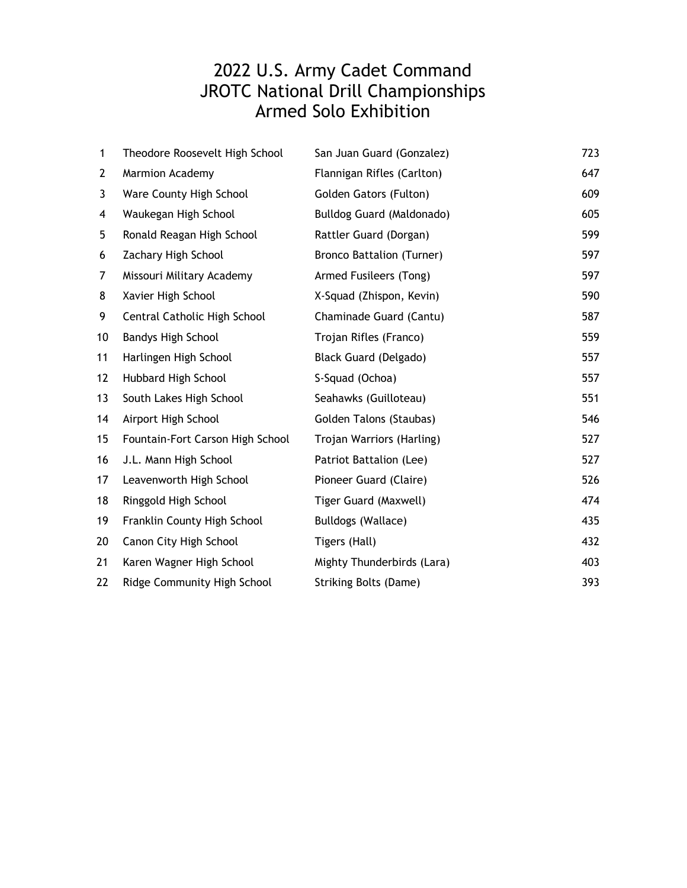# 2022 U.S. Army Cadet Command
# JROTC National Drill Championships
# Armed Solo Exhibition

| | | | |
|---|---|---|---|
| 1 | Theodore Roosevelt High School | San Juan Guard (Gonzalez) | 723 |
| 2 | Marmion Academy | Flannigan Rifles (Carlton) | 647 |
| 3 | Ware County High School | Golden Gators (Fulton) | 609 |
| 4 | Waukegan High School | Bulldog Guard (Maldonado) | 605 |
| 5 | Ronald Reagan High School | Rattler Guard (Dorgan) | 599 |
| 6 | Zachary High School | Bronco Battalion (Turner) | 597 |
| 7 | Missouri Military Academy | Armed Fusileers (Tong) | 597 |
| 8 | Xavier High School | X-Squad (Zhispon, Kevin) | 590 |
| 9 | Central Catholic High School | Chaminade Guard (Cantu) | 587 |
| 10 | Bandys High School | Trojan Rifles (Franco) | 559 |
| 11 | Harlingen High School | Black Guard (Delgado) | 557 |
| 12 | Hubbard High School | S-Squad (Ochoa) | 557 |
| 13 | South Lakes High School | Seahawks (Guilloteau) | 551 |
| 14 | Airport High School | Golden Talons (Staubas) | 546 |
| 15 | Fountain-Fort Carson High School | Trojan Warriors (Harling) | 527 |
| 16 | J.L. Mann High School | Patriot Battalion (Lee) | 527 |
| 17 | Leavenworth High School | Pioneer Guard (Claire) | 526 |
| 18 | Ringgold High School | Tiger Guard (Maxwell) | 474 |
| 19 | Franklin County High School | Bulldogs (Wallace) | 435 |
| 20 | Canon City High School | Tigers (Hall) | 432 |
| 21 | Karen Wagner High School | Mighty Thunderbirds (Lara) | 403 |
| 22 | Ridge Community High School | Striking Bolts (Dame) | 393 |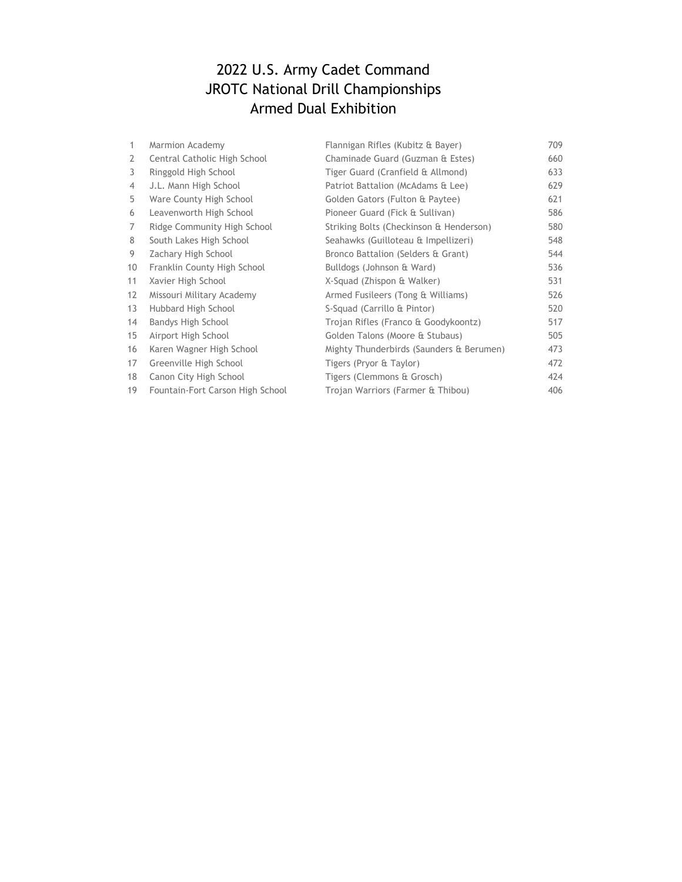# 2022 U.S. Army Cadet Command
# JROTC National Drill Championships
# Armed Dual Exhibition

| | | | |
|---|---|---|---|
| 1 | Marmion Academy | Flannigan Rifles (Kubitz & Bayer) | 709 |
| 2 | Central Catholic High School | Chaminade Guard (Guzman & Estes) | 660 |
| 3 | Ringgold High School | Tiger Guard (Cranfield & Allmond) | 633 |
| 4 | J.L. Mann High School | Patriot Battalion (McAdams & Lee) | 629 |
| 5 | Ware County High School | Golden Gators (Fulton & Paytee) | 621 |
| 6 | Leavenworth High School | Pioneer Guard (Fick & Sullivan) | 586 |
| 7 | Ridge Community High School | Striking Bolts (Checkinson & Henderson) | 580 |
| 8 | South Lakes High School | Seahawks (Guilloteau & Impellizeri) | 548 |
| 9 | Zachary High School | Bronco Battalion (Selders & Grant) | 544 |
| 10 | Franklin County High School | Bulldogs (Johnson & Ward) | 536 |
| 11 | Xavier High School | X-Squad (Zhispon & Walker) | 531 |
| 12 | Missouri Military Academy | Armed Fusileers (Tong & Williams) | 526 |
| 13 | Hubbard High School | S-Squad (Carrillo & Pintor) | 520 |
| 14 | Bandys High School | Trojan Rifles (Franco & Goodykoontz) | 517 |
| 15 | Airport High School | Golden Talons (Moore & Stubaus) | 505 |
| 16 | Karen Wagner High School | Mighty Thunderbirds (Saunders & Berumen) | 473 |
| 17 | Greenville High School | Tigers (Pryor & Taylor) | 472 |
| 18 | Canon City High School | Tigers (Clemmons & Grosch) | 424 |
| 19 | Fountain-Fort Carson High School | Trojan Warriors (Farmer & Thibou) | 406 |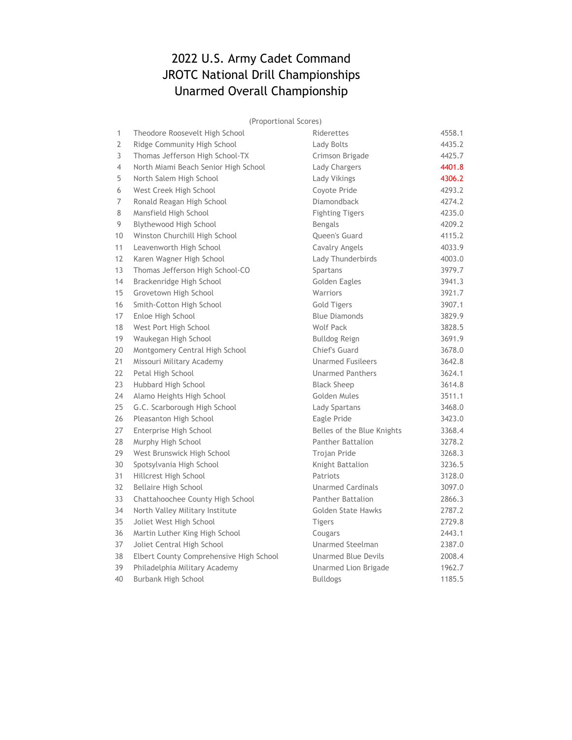# 2022 U.S. Army Cadet Command
# JROTC National Drill Championships
# Unarmed Overall Championship

(Proportional Scores)

| | | | |
|---|---|---|---|
| 1 | Theodore Roosevelt High School | Riderettes | 4558.1 |
| 2 | Ridge Community High School | Lady Bolts | 4435.2 |
| 3 | Thomas Jefferson High School-TX | Crimson Brigade | 4425.7 |
| 4 | North Miami Beach Senior High School | Lady Chargers | 4401.8 |
| 5 | North Salem High School | Lady Vikings | 4306.2 |
| 6 | West Creek High School | Coyote Pride | 4293.2 |
| 7 | Ronald Reagan High School | Diamondback | 4274.2 |
| 8 | Mansfield High School | Fighting Tigers | 4235.0 |
| 9 | Blythewood High School | Bengals | 4209.2 |
| 10 | Winston Churchill High School | Queen's Guard | 4115.2 |
| 11 | Leavenworth High School | Cavalry Angels | 4033.9 |
| 12 | Karen Wagner High School | Lady Thunderbirds | 4003.0 |
| 13 | Thomas Jefferson High School-CO | Spartans | 3979.7 |
| 14 | Brackenridge High School | Golden Eagles | 3941.3 |
| 15 | Grovetown High School | Warriors | 3921.7 |
| 16 | Smith-Cotton High School | Gold Tigers | 3907.1 |
| 17 | Enloe High School | Blue Diamonds | 3829.9 |
| 18 | West Port High School | Wolf Pack | 3828.5 |
| 19 | Waukegan High School | Bulldog Reign | 3691.9 |
| 20 | Montgomery Central High School | Chief's Guard | 3678.0 |
| 21 | Missouri Military Academy | Unarmed Fusileers | 3642.8 |
| 22 | Petal High School | Unarmed Panthers | 3624.1 |
| 23 | Hubbard High School | Black Sheep | 3614.8 |
| 24 | Alamo Heights High School | Golden Mules | 3511.1 |
| 25 | G.C. Scarborough High School | Lady Spartans | 3468.0 |
| 26 | Pleasanton High School | Eagle Pride | 3423.0 |
| 27 | Enterprise High School | Belles of the Blue Knights | 3368.4 |
| 28 | Murphy High School | Panther Battalion | 3278.2 |
| 29 | West Brunswick High School | Trojan Pride | 3268.3 |
| 30 | Spotsylvania High School | Knight Battalion | 3236.5 |
| 31 | Hillcrest High School | Patriots | 3128.0 |
| 32 | Bellaire High School | Unarmed Cardinals | 3097.0 |
| 33 | Chattahoochee County High School | Panther Battalion | 2866.3 |
| 34 | North Valley Military Institute | Golden State Hawks | 2787.2 |
| 35 | Joliet West High School | Tigers | 2729.8 |
| 36 | Martin Luther King High School | Cougars | 2443.1 |
| 37 | Joliet Central High School | Unarmed Steelman | 2387.0 |
| 38 | Elbert County Comprehensive High School | Unarmed Blue Devils | 2008.4 |
| 39 | Philadelphia Military Academy | Unarmed Lion Brigade | 1962.7 |
| 40 | Burbank High School | Bulldogs | 1185.5 |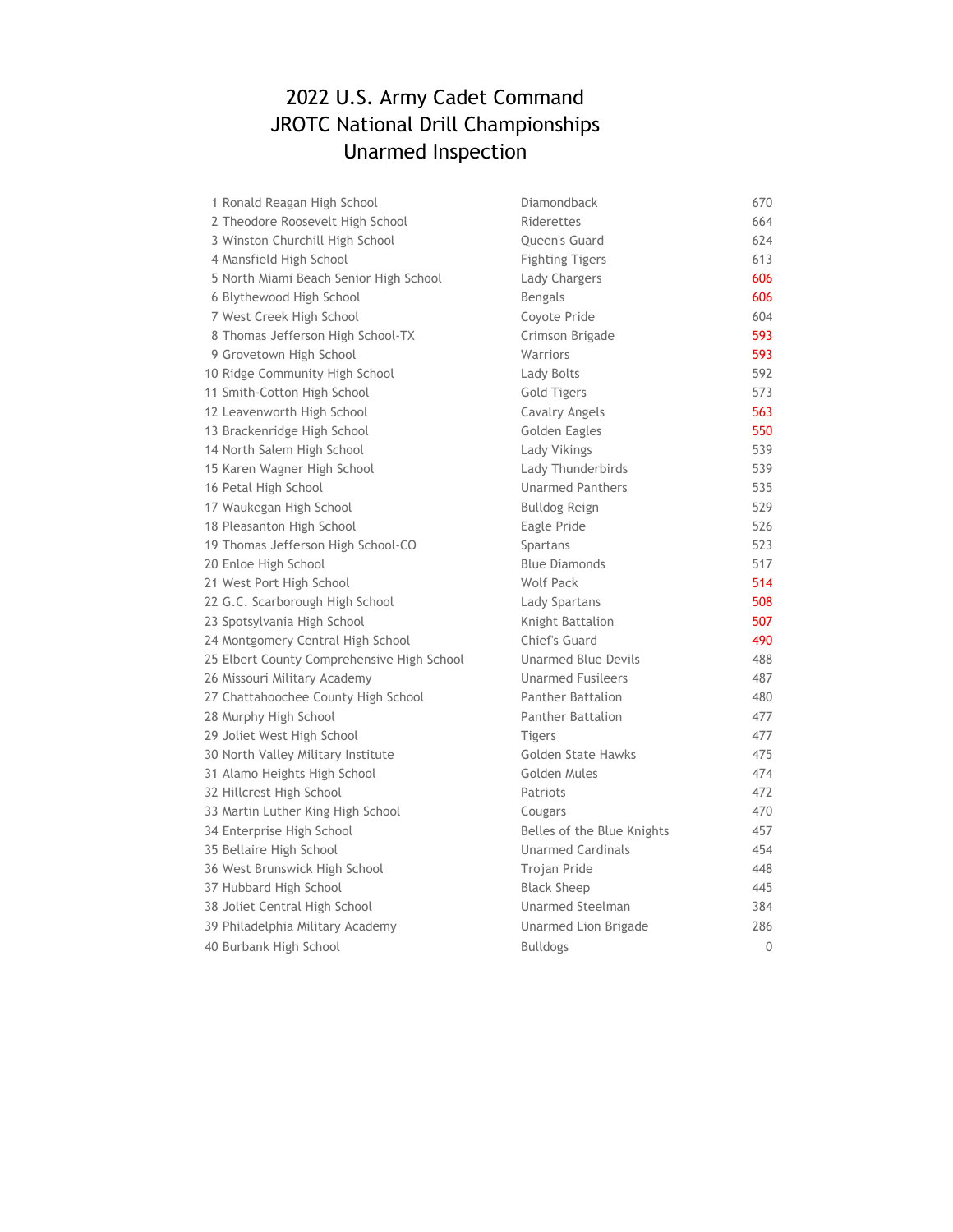# 2022 U.S. Army Cadet Command
# JROTC National Drill Championships
# Unarmed Inspection

| Rank | School | Team | Score |
|---|---|---|---|
| 1 | Ronald Reagan High School | Diamondback | 670 |
| 2 | Theodore Roosevelt High School | Riderettes | 664 |
| 3 | Winston Churchill High School | Queen's Guard | 624 |
| 4 | Mansfield High School | Fighting Tigers | 613 |
| 5 | North Miami Beach Senior High School | Lady Chargers | 606 |
| 6 | Blythewood High School | Bengals | 606 |
| 7 | West Creek High School | Coyote Pride | 604 |
| 8 | Thomas Jefferson High School-TX | Crimson Brigade | 593 |
| 9 | Grovetown High School | Warriors | 593 |
| 10 | Ridge Community High School | Lady Bolts | 592 |
| 11 | Smith-Cotton High School | Gold Tigers | 573 |
| 12 | Leavenworth High School | Cavalry Angels | 563 |
| 13 | Brackenridge High School | Golden Eagles | 550 |
| 14 | North Salem High School | Lady Vikings | 539 |
| 15 | Karen Wagner High School | Lady Thunderbirds | 539 |
| 16 | Petal High School | Unarmed Panthers | 535 |
| 17 | Waukegan High School | Bulldog Reign | 529 |
| 18 | Pleasanton High School | Eagle Pride | 526 |
| 19 | Thomas Jefferson High School-CO | Spartans | 523 |
| 20 | Enloe High School | Blue Diamonds | 517 |
| 21 | West Port High School | Wolf Pack | 514 |
| 22 | G.C. Scarborough High School | Lady Spartans | 508 |
| 23 | Spotsylvania High School | Knight Battalion | 507 |
| 24 | Montgomery Central High School | Chief's Guard | 490 |
| 25 | Elbert County Comprehensive High School | Unarmed Blue Devils | 488 |
| 26 | Missouri Military Academy | Unarmed Fusileers | 487 |
| 27 | Chattahoochee County High School | Panther Battalion | 480 |
| 28 | Murphy High School | Panther Battalion | 477 |
| 29 | Joliet West High School | Tigers | 477 |
| 30 | North Valley Military Institute | Golden State Hawks | 475 |
| 31 | Alamo Heights High School | Golden Mules | 474 |
| 32 | Hillcrest High School | Patriots | 472 |
| 33 | Martin Luther King High School | Cougars | 470 |
| 34 | Enterprise High School | Belles of the Blue Knights | 457 |
| 35 | Bellaire High School | Unarmed Cardinals | 454 |
| 36 | West Brunswick High School | Trojan Pride | 448 |
| 37 | Hubbard High School | Black Sheep | 445 |
| 38 | Joliet Central High School | Unarmed Steelman | 384 |
| 39 | Philadelphia Military Academy | Unarmed Lion Brigade | 286 |
| 40 | Burbank High School | Bulldogs | 0 |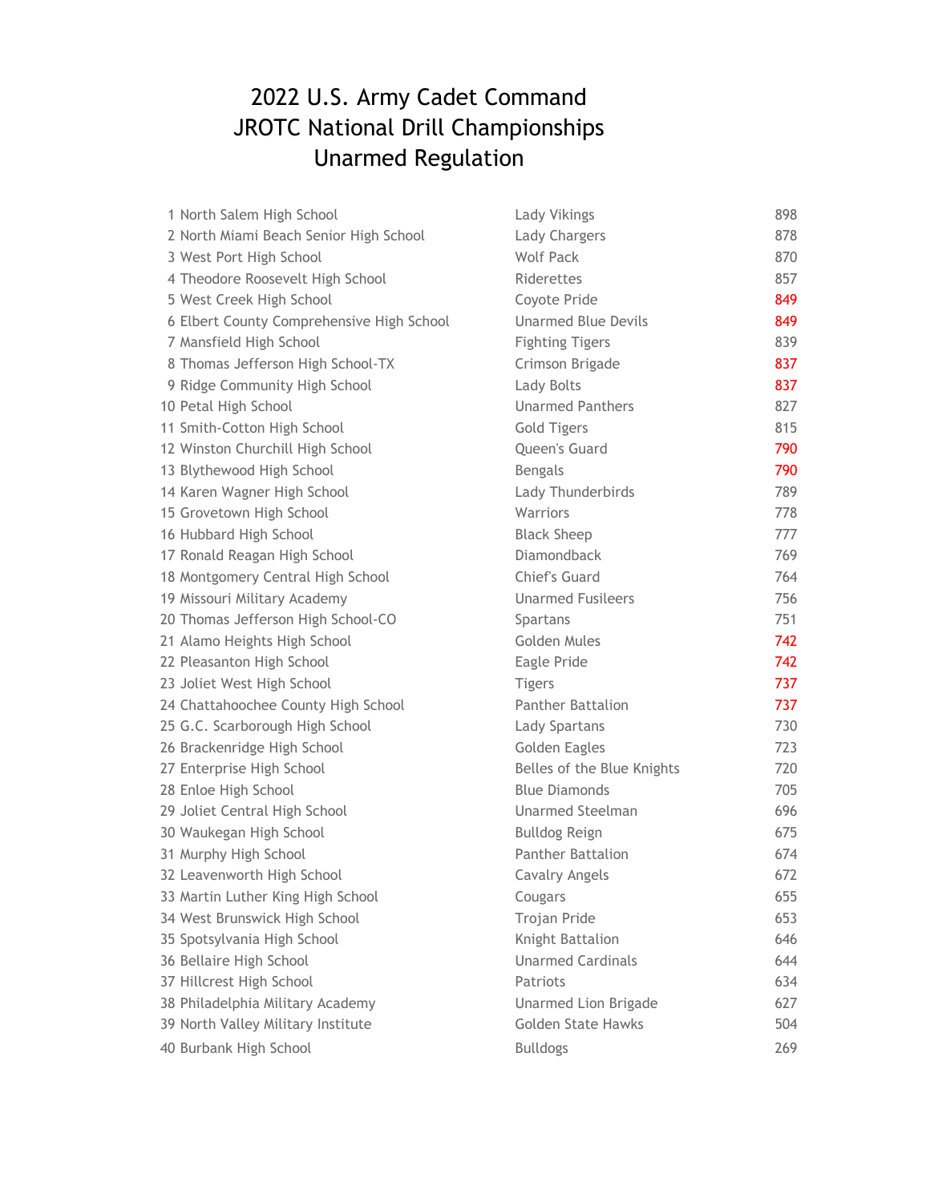# 2022 U.S. Army Cadet Command
# JROTC National Drill Championships
# Unarmed Regulation

| Rank | School | Team | Score |
|---|---|---|---|
| 1 | North Salem High School | Lady Vikings | 898 |
| 2 | North Miami Beach Senior High School | Lady Chargers | 878 |
| 3 | West Port High School | Wolf Pack | 870 |
| 4 | Theodore Roosevelt High School | Riderettes | 857 |
| 5 | West Creek High School | Coyote Pride | 849 |
| 6 | Elbert County Comprehensive High School | Unarmed Blue Devils | 849 |
| 7 | Mansfield High School | Fighting Tigers | 839 |
| 8 | Thomas Jefferson High School-TX | Crimson Brigade | 837 |
| 9 | Ridge Community High School | Lady Bolts | 837 |
| 10 | Petal High School | Unarmed Panthers | 827 |
| 11 | Smith-Cotton High School | Gold Tigers | 815 |
| 12 | Winston Churchill High School | Queen's Guard | 790 |
| 13 | Blythewood High School | Bengals | 790 |
| 14 | Karen Wagner High School | Lady Thunderbirds | 789 |
| 15 | Grovetown High School | Warriors | 778 |
| 16 | Hubbard High School | Black Sheep | 777 |
| 17 | Ronald Reagan High School | Diamondback | 769 |
| 18 | Montgomery Central High School | Chief's Guard | 764 |
| 19 | Missouri Military Academy | Unarmed Fusileers | 756 |
| 20 | Thomas Jefferson High School-CO | Spartans | 751 |
| 21 | Alamo Heights High School | Golden Mules | 742 |
| 22 | Pleasanton High School | Eagle Pride | 742 |
| 23 | Joliet West High School | Tigers | 737 |
| 24 | Chattahoochee County High School | Panther Battalion | 737 |
| 25 | G.C. Scarborough High School | Lady Spartans | 730 |
| 26 | Brackenridge High School | Golden Eagles | 723 |
| 27 | Enterprise High School | Belles of the Blue Knights | 720 |
| 28 | Enloe High School | Blue Diamonds | 705 |
| 29 | Joliet Central High School | Unarmed Steelman | 696 |
| 30 | Waukegan High School | Bulldog Reign | 675 |
| 31 | Murphy High School | Panther Battalion | 674 |
| 32 | Leavenworth High School | Cavalry Angels | 672 |
| 33 | Martin Luther King High School | Cougars | 655 |
| 34 | West Brunswick High School | Trojan Pride | 653 |
| 35 | Spotsylvania High School | Knight Battalion | 646 |
| 36 | Bellaire High School | Unarmed Cardinals | 644 |
| 37 | Hillcrest High School | Patriots | 634 |
| 38 | Philadelphia Military Academy | Unarmed Lion Brigade | 627 |
| 39 | North Valley Military Institute | Golden State Hawks | 504 |
| 40 | Burbank High School | Bulldogs | 269 |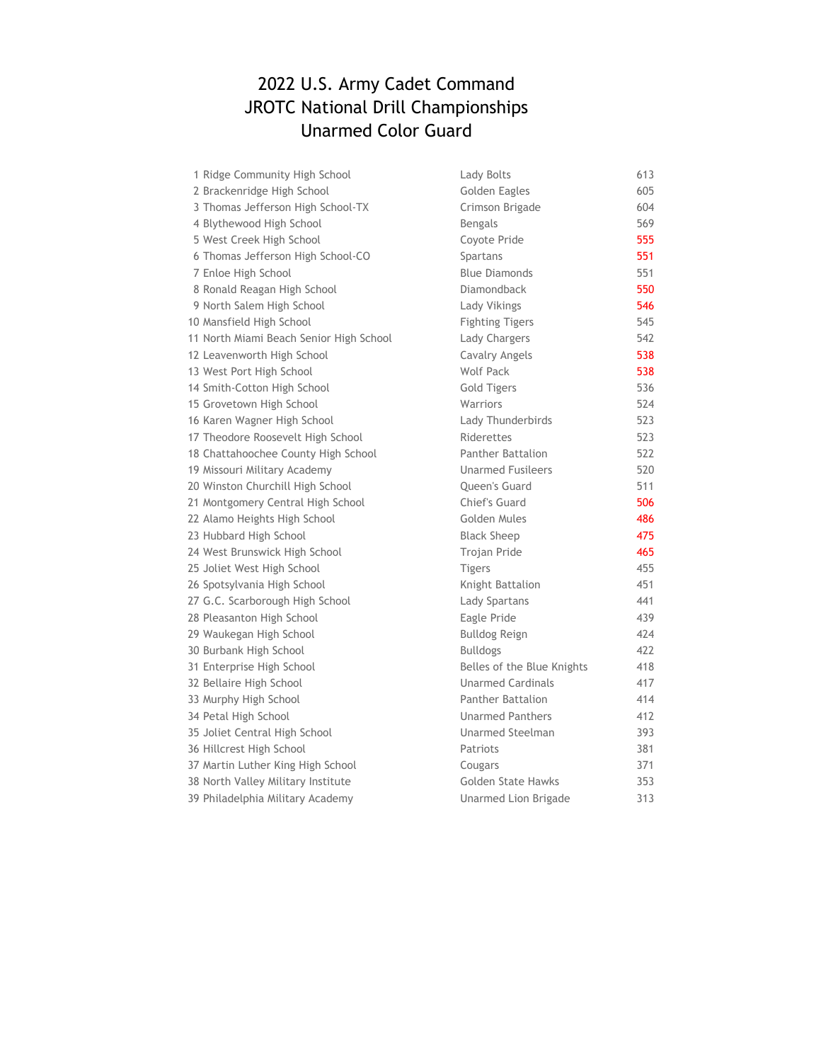# 2022 U.S. Army Cadet Command
# JROTC National Drill Championships
# Unarmed Color Guard

| Rank | School | Team | Score |
|---|---|---|---|
| 1 | Ridge Community High School | Lady Bolts | 613 |
| 2 | Brackenridge High School | Golden Eagles | 605 |
| 3 | Thomas Jefferson High School-TX | Crimson Brigade | 604 |
| 4 | Blythewood High School | Bengals | 569 |
| 5 | West Creek High School | Coyote Pride | 555 |
| 6 | Thomas Jefferson High School-CO | Spartans | 551 |
| 7 | Enloe High School | Blue Diamonds | 551 |
| 8 | Ronald Reagan High School | Diamondback | 550 |
| 9 | North Salem High School | Lady Vikings | 546 |
| 10 | Mansfield High School | Fighting Tigers | 545 |
| 11 | North Miami Beach Senior High School | Lady Chargers | 542 |
| 12 | Leavenworth High School | Cavalry Angels | 538 |
| 13 | West Port High School | Wolf Pack | 538 |
| 14 | Smith-Cotton High School | Gold Tigers | 536 |
| 15 | Grovetown High School | Warriors | 524 |
| 16 | Karen Wagner High School | Lady Thunderbirds | 523 |
| 17 | Theodore Roosevelt High School | Riderettes | 523 |
| 18 | Chattahoochee County High School | Panther Battalion | 522 |
| 19 | Missouri Military Academy | Unarmed Fusileers | 520 |
| 20 | Winston Churchill High School | Queen's Guard | 511 |
| 21 | Montgomery Central High School | Chief's Guard | 506 |
| 22 | Alamo Heights High School | Golden Mules | 486 |
| 23 | Hubbard High School | Black Sheep | 475 |
| 24 | West Brunswick High School | Trojan Pride | 465 |
| 25 | Joliet West High School | Tigers | 455 |
| 26 | Spotsylvania High School | Knight Battalion | 451 |
| 27 | G.C. Scarborough High School | Lady Spartans | 441 |
| 28 | Pleasanton High School | Eagle Pride | 439 |
| 29 | Waukegan High School | Bulldog Reign | 424 |
| 30 | Burbank High School | Bulldogs | 422 |
| 31 | Enterprise High School | Belles of the Blue Knights | 418 |
| 32 | Bellaire High School | Unarmed Cardinals | 417 |
| 33 | Murphy High School | Panther Battalion | 414 |
| 34 | Petal High School | Unarmed Panthers | 412 |
| 35 | Joliet Central High School | Unarmed Steelman | 393 |
| 36 | Hillcrest High School | Patriots | 381 |
| 37 | Martin Luther King High School | Cougars | 371 |
| 38 | North Valley Military Institute | Golden State Hawks | 353 |
| 39 | Philadelphia Military Academy | Unarmed Lion Brigade | 313 |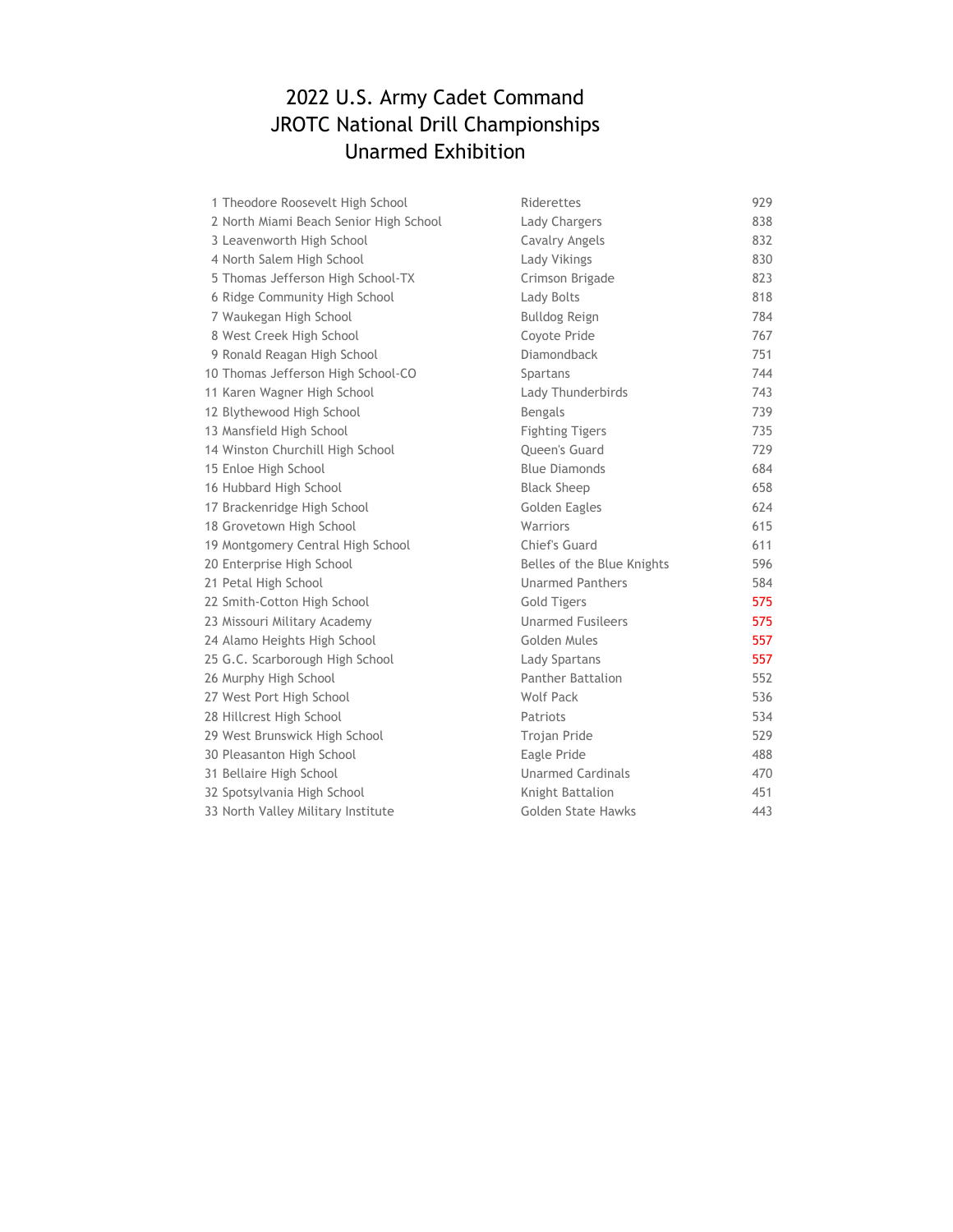# 2022 U.S. Army Cadet Command
# JROTC National Drill Championships
# Unarmed Exhibition

| | School | Team | Score |
|---|---|---|---|
| 1 | Theodore Roosevelt High School | Riderettes | 929 |
| 2 | North Miami Beach Senior High School | Lady Chargers | 838 |
| 3 | Leavenworth High School | Cavalry Angels | 832 |
| 4 | North Salem High School | Lady Vikings | 830 |
| 5 | Thomas Jefferson High School-TX | Crimson Brigade | 823 |
| 6 | Ridge Community High School | Lady Bolts | 818 |
| 7 | Waukegan High School | Bulldog Reign | 784 |
| 8 | West Creek High School | Coyote Pride | 767 |
| 9 | Ronald Reagan High School | Diamondback | 751 |
| 10 | Thomas Jefferson High School-CO | Spartans | 744 |
| 11 | Karen Wagner High School | Lady Thunderbirds | 743 |
| 12 | Blythewood High School | Bengals | 739 |
| 13 | Mansfield High School | Fighting Tigers | 735 |
| 14 | Winston Churchill High School | Queen's Guard | 729 |
| 15 | Enloe High School | Blue Diamonds | 684 |
| 16 | Hubbard High School | Black Sheep | 658 |
| 17 | Brackenridge High School | Golden Eagles | 624 |
| 18 | Grovetown High School | Warriors | 615 |
| 19 | Montgomery Central High School | Chief's Guard | 611 |
| 20 | Enterprise High School | Belles of the Blue Knights | 596 |
| 21 | Petal High School | Unarmed Panthers | 584 |
| 22 | Smith-Cotton High School | Gold Tigers | 575 |
| 23 | Missouri Military Academy | Unarmed Fusileers | 575 |
| 24 | Alamo Heights High School | Golden Mules | 557 |
| 25 | G.C. Scarborough High School | Lady Spartans | 557 |
| 26 | Murphy High School | Panther Battalion | 552 |
| 27 | West Port High School | Wolf Pack | 536 |
| 28 | Hillcrest High School | Patriots | 534 |
| 29 | West Brunswick High School | Trojan Pride | 529 |
| 30 | Pleasanton High School | Eagle Pride | 488 |
| 31 | Bellaire High School | Unarmed Cardinals | 470 |
| 32 | Spotsylvania High School | Knight Battalion | 451 |
| 33 | North Valley Military Institute | Golden State Hawks | 443 |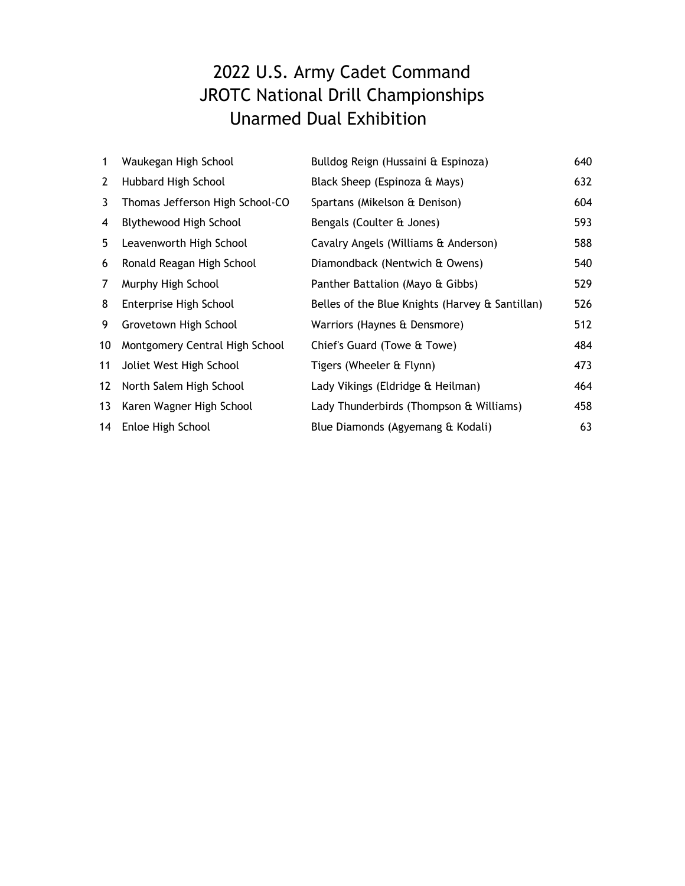# 2022 U.S. Army Cadet Command
# JROTC National Drill Championships
# Unarmed Dual Exhibition

| | | | |
|---|---|---|---|
| 1 | Waukegan High School | Bulldog Reign (Hussaini & Espinoza) | 640 |
| 2 | Hubbard High School | Black Sheep (Espinoza & Mays) | 632 |
| 3 | Thomas Jefferson High School-CO | Spartans (Mikelson & Denison) | 604 |
| 4 | Blythewood High School | Bengals (Coulter & Jones) | 593 |
| 5 | Leavenworth High School | Cavalry Angels (Williams & Anderson) | 588 |
| 6 | Ronald Reagan High School | Diamondback (Nentwich & Owens) | 540 |
| 7 | Murphy High School | Panther Battalion (Mayo & Gibbs) | 529 |
| 8 | Enterprise High School | Belles of the Blue Knights (Harvey & Santillan) | 526 |
| 9 | Grovetown High School | Warriors (Haynes & Densmore) | 512 |
| 10 | Montgomery Central High School | Chief's Guard (Towe & Towe) | 484 |
| 11 | Joliet West High School | Tigers (Wheeler & Flynn) | 473 |
| 12 | North Salem High School | Lady Vikings (Eldridge & Heilman) | 464 |
| 13 | Karen Wagner High School | Lady Thunderbirds (Thompson & Williams) | 458 |
| 14 | Enloe High School | Blue Diamonds (Agyemang & Kodali) | 63 |